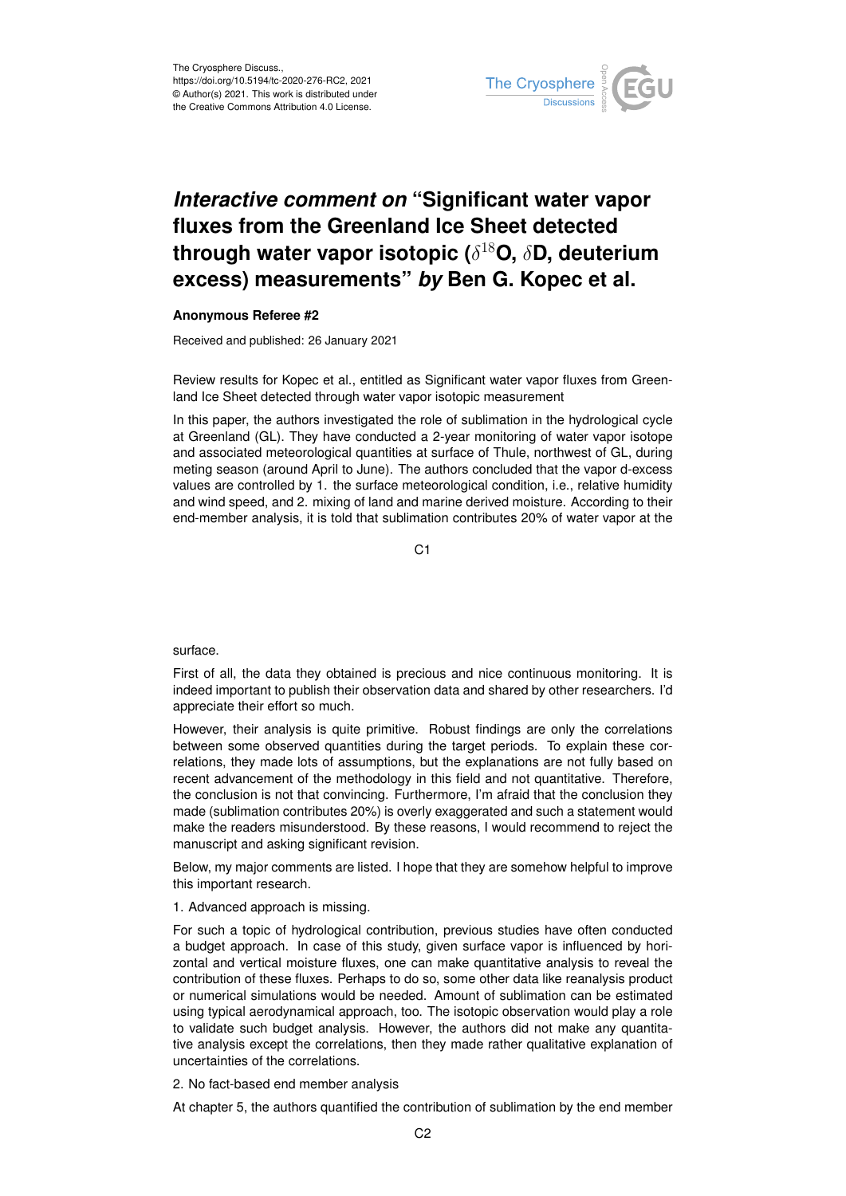# *Interactive comment on* "Significant water vapor fluxes from the Greenland Ice Sheet detected through water vapor isotopic ($\delta^{18}$O, $\delta$D, deuterium excess) measurements" *by* Ben G. Kopec et al.

**Anonymous Referee #2**

Received and published: 26 January 2021

Review results for Kopec et al., entitled as Significant water vapor fluxes from Greenland Ice Sheet detected through water vapor isotopic measurement

In this paper, the authors investigated the role of sublimation in the hydrological cycle at Greenland (GL). They have conducted a 2-year monitoring of water vapor isotope and associated meteorological quantities at surface of Thule, northwest of GL, during meting season (around April to June). The authors concluded that the vapor d-excess values are controlled by 1. the surface meteorological condition, i.e., relative humidity and wind speed, and 2. mixing of land and marine derived moisture. According to their end-member analysis, it is told that sublimation contributes 20% of water vapor at the surface.

First of all, the data they obtained is precious and nice continuous monitoring. It is indeed important to publish their observation data and shared by other researchers. I'd appreciate their effort so much.

However, their analysis is quite primitive. Robust findings are only the correlations between some observed quantities during the target periods. To explain these correlations, they made lots of assumptions, but the explanations are not fully based on recent advancement of the methodology in this field and not quantitative. Therefore, the conclusion is not that convincing. Furthermore, I'm afraid that the conclusion they made (sublimation contributes 20%) is overly exaggerated and such a statement would make the readers misunderstood. By these reasons, I would recommend to reject the manuscript and asking significant revision.

Below, my major comments are listed. I hope that they are somehow helpful to improve this important research.

1. Advanced approach is missing.

For such a topic of hydrological contribution, previous studies have often conducted a budget approach. In case of this study, given surface vapor is influenced by horizontal and vertical moisture fluxes, one can make quantitative analysis to reveal the contribution of these fluxes. Perhaps to do so, some other data like reanalysis product or numerical simulations would be needed. Amount of sublimation can be estimated using typical aerodynamical approach, too. The isotopic observation would play a role to validate such budget analysis. However, the authors did not make any quantitative analysis except the correlations, then they made rather qualitative explanation of uncertainties of the correlations.

2. No fact-based end member analysis

At chapter 5, the authors quantified the contribution of sublimation by the end member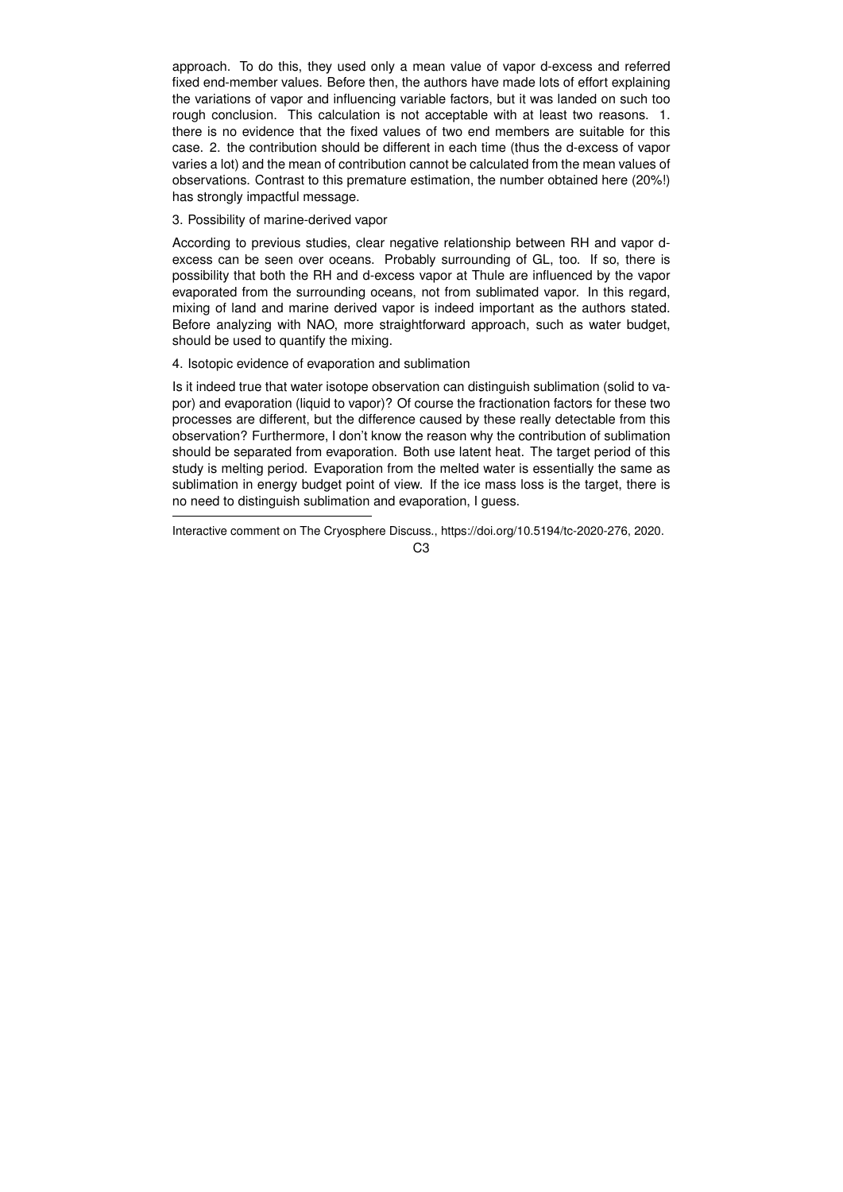approach. To do this, they used only a mean value of vapor d-excess and referred fixed end-member values. Before then, the authors have made lots of effort explaining the variations of vapor and influencing variable factors, but it was landed on such too rough conclusion. This calculation is not acceptable with at least two reasons. 1. there is no evidence that the fixed values of two end members are suitable for this case. 2. the contribution should be different in each time (thus the d-excess of vapor varies a lot) and the mean of contribution cannot be calculated from the mean values of observations. Contrast to this premature estimation, the number obtained here (20%!) has strongly impactful message.

3. Possibility of marine-derived vapor

According to previous studies, clear negative relationship between RH and vapor d-excess can be seen over oceans. Probably surrounding of GL, too. If so, there is possibility that both the RH and d-excess vapor at Thule are influenced by the vapor evaporated from the surrounding oceans, not from sublimated vapor. In this regard, mixing of land and marine derived vapor is indeed important as the authors stated. Before analyzing with NAO, more straightforward approach, such as water budget, should be used to quantify the mixing.

4. Isotopic evidence of evaporation and sublimation

Is it indeed true that water isotope observation can distinguish sublimation (solid to vapor) and evaporation (liquid to vapor)? Of course the fractionation factors for these two processes are different, but the difference caused by these really detectable from this observation? Furthermore, I don't know the reason why the contribution of sublimation should be separated from evaporation. Both use latent heat. The target period of this study is melting period. Evaporation from the melted water is essentially the same as sublimation in energy budget point of view. If the ice mass loss is the target, there is no need to distinguish sublimation and evaporation, I guess.

---

Interactive comment on The Cryosphere Discuss., https://doi.org/10.5194/tc-2020-276, 2020.